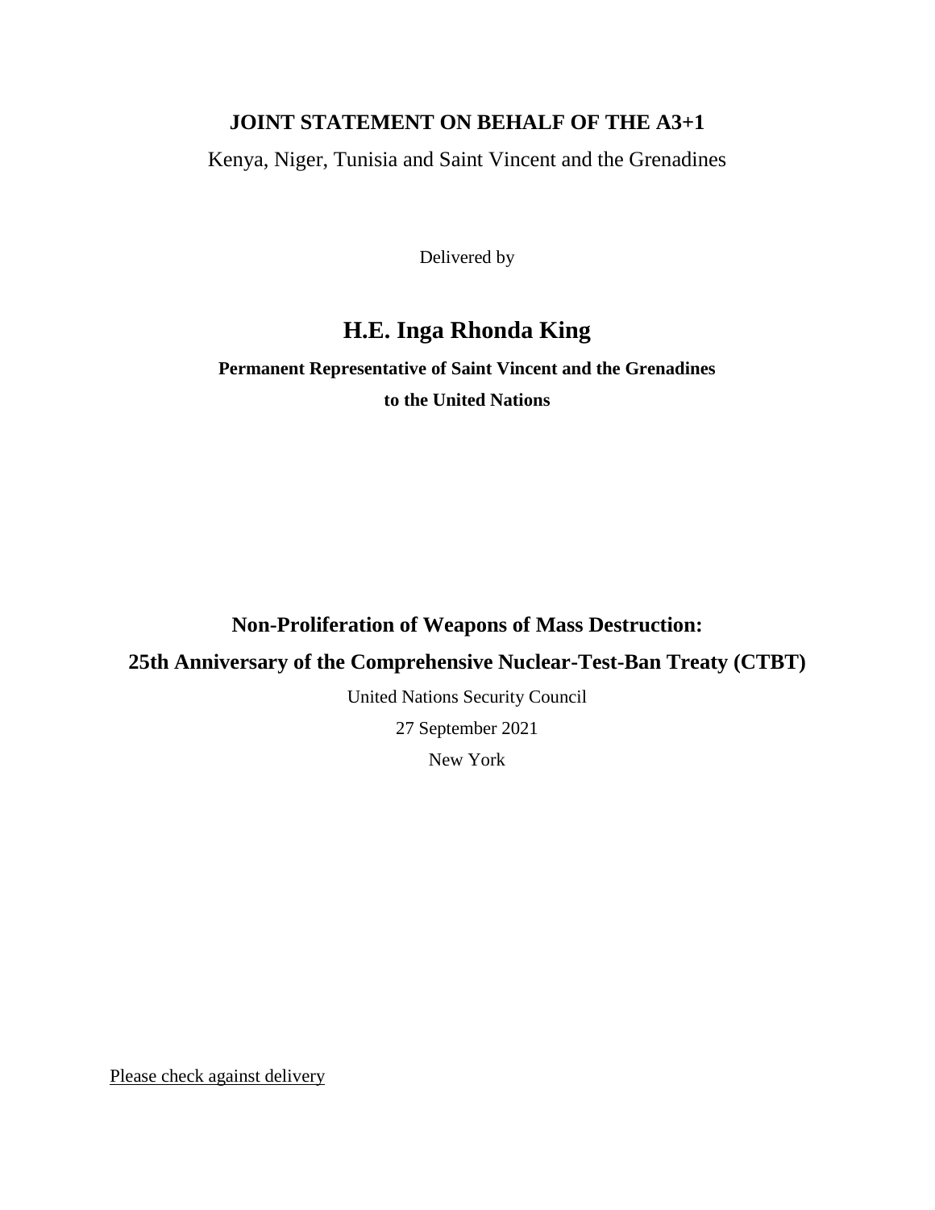**JOINT STATEMENT ON BEHALF OF THE A3+1**

Kenya, Niger, Tunisia and Saint Vincent and the Grenadines

Delivered by

# H.E. Inga Rhonda King

**Permanent Representative of Saint Vincent and the Grenadines**

**to the United Nations**

## Non-Proliferation of Weapons of Mass Destruction:

## 25th Anniversary of the Comprehensive Nuclear-Test-Ban Treaty (CTBT)

United Nations Security Council

27 September 2021

New York

Please check against delivery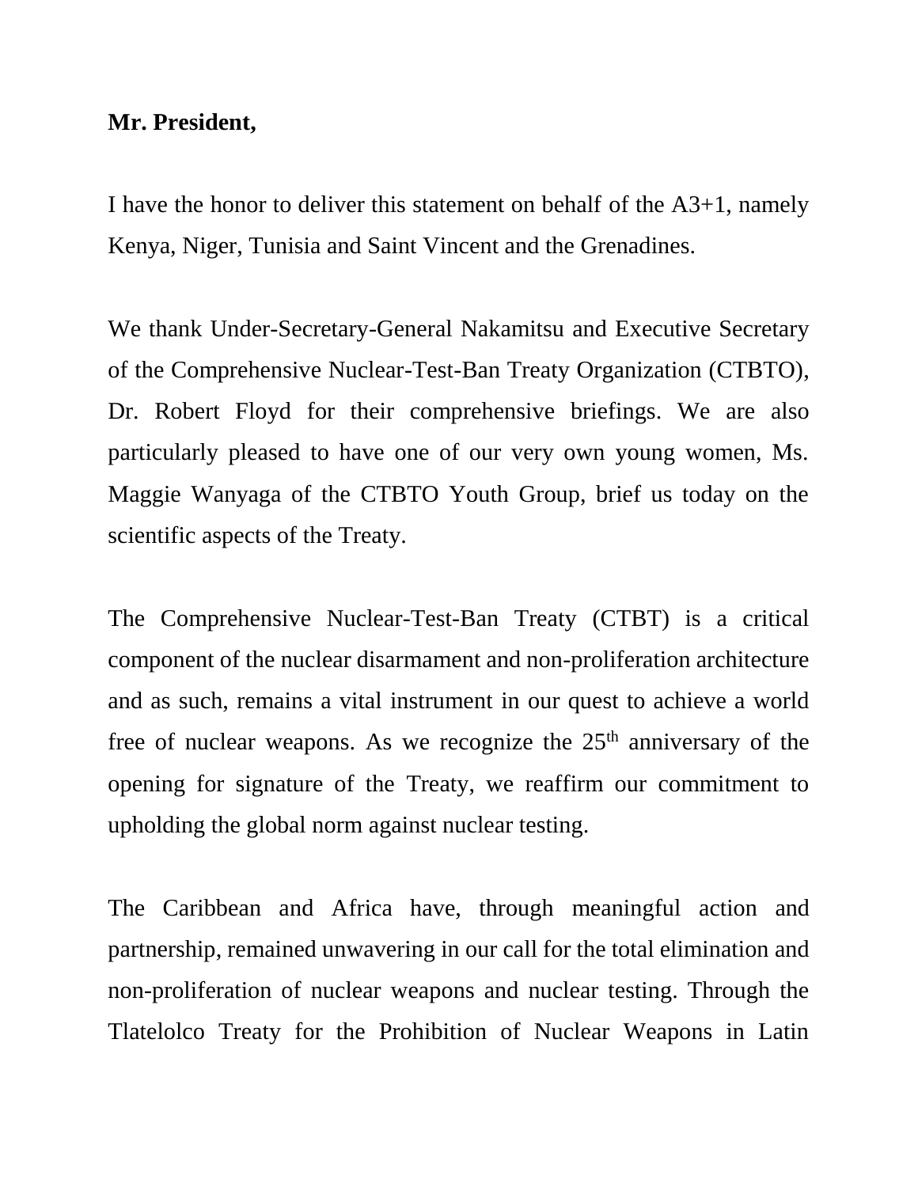**Mr. President,**

I have the honor to deliver this statement on behalf of the A3+1, namely Kenya, Niger, Tunisia and Saint Vincent and the Grenadines.

We thank Under-Secretary-General Nakamitsu and Executive Secretary of the Comprehensive Nuclear-Test-Ban Treaty Organization (CTBTO), Dr. Robert Floyd for their comprehensive briefings. We are also particularly pleased to have one of our very own young women, Ms. Maggie Wanyaga of the CTBTO Youth Group, brief us today on the scientific aspects of the Treaty.

The Comprehensive Nuclear-Test-Ban Treaty (CTBT) is a critical component of the nuclear disarmament and non-proliferation architecture and as such, remains a vital instrument in our quest to achieve a world free of nuclear weapons. As we recognize the 25th anniversary of the opening for signature of the Treaty, we reaffirm our commitment to upholding the global norm against nuclear testing.

The Caribbean and Africa have, through meaningful action and partnership, remained unwavering in our call for the total elimination and non-proliferation of nuclear weapons and nuclear testing. Through the Tlatelolco Treaty for the Prohibition of Nuclear Weapons in Latin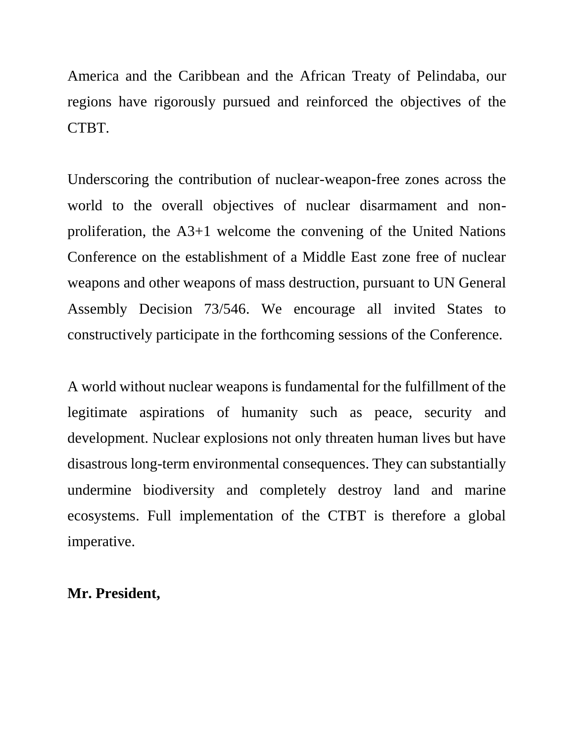America and the Caribbean and the African Treaty of Pelindaba, our regions have rigorously pursued and reinforced the objectives of the CTBT.

Underscoring the contribution of nuclear-weapon-free zones across the world to the overall objectives of nuclear disarmament and non-proliferation, the A3+1 welcome the convening of the United Nations Conference on the establishment of a Middle East zone free of nuclear weapons and other weapons of mass destruction, pursuant to UN General Assembly Decision 73/546. We encourage all invited States to constructively participate in the forthcoming sessions of the Conference.

A world without nuclear weapons is fundamental for the fulfillment of the legitimate aspirations of humanity such as peace, security and development. Nuclear explosions not only threaten human lives but have disastrous long-term environmental consequences. They can substantially undermine biodiversity and completely destroy land and marine ecosystems. Full implementation of the CTBT is therefore a global imperative.

**Mr. President,**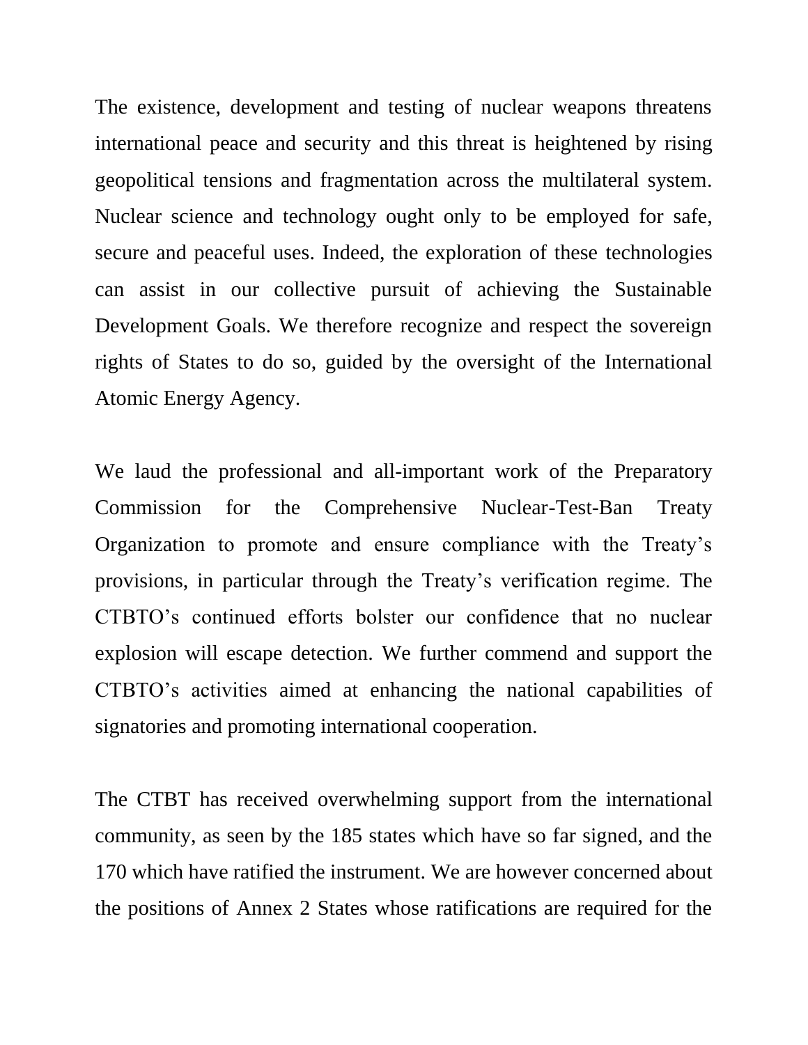The existence, development and testing of nuclear weapons threatens international peace and security and this threat is heightened by rising geopolitical tensions and fragmentation across the multilateral system. Nuclear science and technology ought only to be employed for safe, secure and peaceful uses. Indeed, the exploration of these technologies can assist in our collective pursuit of achieving the Sustainable Development Goals. We therefore recognize and respect the sovereign rights of States to do so, guided by the oversight of the International Atomic Energy Agency.

We laud the professional and all-important work of the Preparatory Commission for the Comprehensive Nuclear-Test-Ban Treaty Organization to promote and ensure compliance with the Treaty's provisions, in particular through the Treaty's verification regime. The CTBTO's continued efforts bolster our confidence that no nuclear explosion will escape detection. We further commend and support the CTBTO's activities aimed at enhancing the national capabilities of signatories and promoting international cooperation.

The CTBT has received overwhelming support from the international community, as seen by the 185 states which have so far signed, and the 170 which have ratified the instrument. We are however concerned about the positions of Annex 2 States whose ratifications are required for the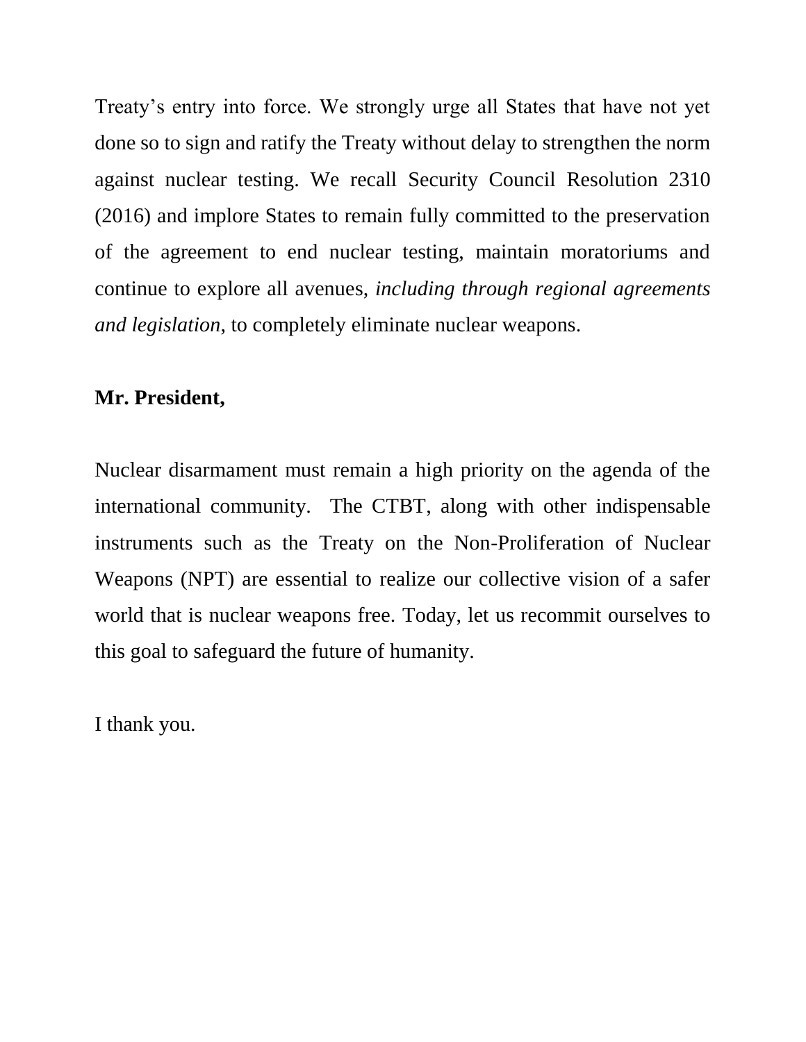Treaty's entry into force. We strongly urge all States that have not yet done so to sign and ratify the Treaty without delay to strengthen the norm against nuclear testing. We recall Security Council Resolution 2310 (2016) and implore States to remain fully committed to the preservation of the agreement to end nuclear testing, maintain moratoriums and continue to explore all avenues, *including through regional agreements and legislation*, to completely eliminate nuclear weapons.

**Mr. President,**

Nuclear disarmament must remain a high priority on the agenda of the international community. The CTBT, along with other indispensable instruments such as the Treaty on the Non-Proliferation of Nuclear Weapons (NPT) are essential to realize our collective vision of a safer world that is nuclear weapons free. Today, let us recommit ourselves to this goal to safeguard the future of humanity.

I thank you.